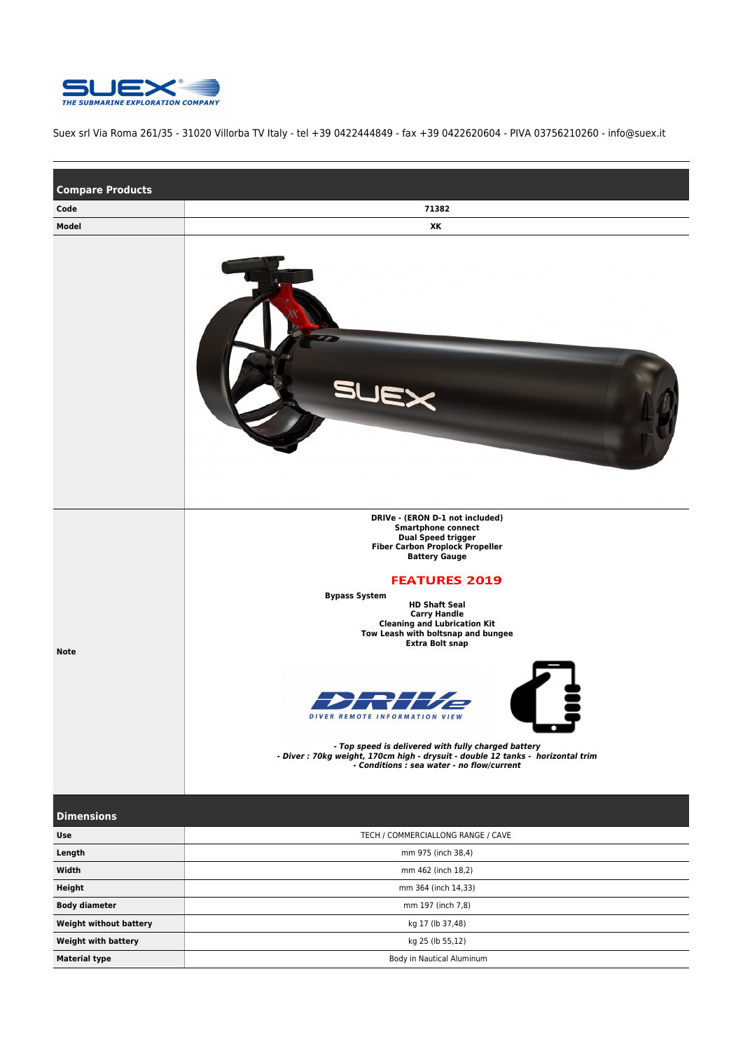Suex srl Via Roma 261/35 - 31020 Villorba TV Italy - tel +39 0422444849 - fax +39 0422620604 - PIVA 03756210260 - info@suex.it

## Compare Products

| Code | 71382 |
|---|---|
| Model | XK |
| | |
| Note | **DRIVe - (ERON D-1 not included)**<br>**Smartphone connect**<br>**Dual Speed trigger**<br>**Fiber Carbon Proplock Propeller**<br>**Battery Gauge**<br><br>**FEATURES 2019**<br><br>**Bypass System**<br>**HD Shaft Seal**<br>**Carry Handle**<br>**Cleaning and Lubrication Kit**<br>**Tow Leash with boltsnap and bungee**<br>**Extra Bolt snap**<br><br>DRIVe DIVER REMOTE INFORMATION VIEW<br><br>***- Top speed is delivered with fully charged battery***<br>***- Diver : 70kg weight, 170cm high - drysuit - double 12 tanks - horizontal trim***<br>***- Conditions : sea water - no flow/current*** |

## Dimensions

| Use | TECH / COMMERCIALLONG RANGE / CAVE |
|---|---|
| Length | mm 975 (inch 38,4) |
| Width | mm 462 (inch 18,2) |
| Height | mm 364 (inch 14,33) |
| Body diameter | mm 197 (inch 7,8) |
| Weight without battery | kg 17 (lb 37,48) |
| Weight with battery | kg 25 (lb 55,12) |
| Material type | Body in Nautical Aluminum |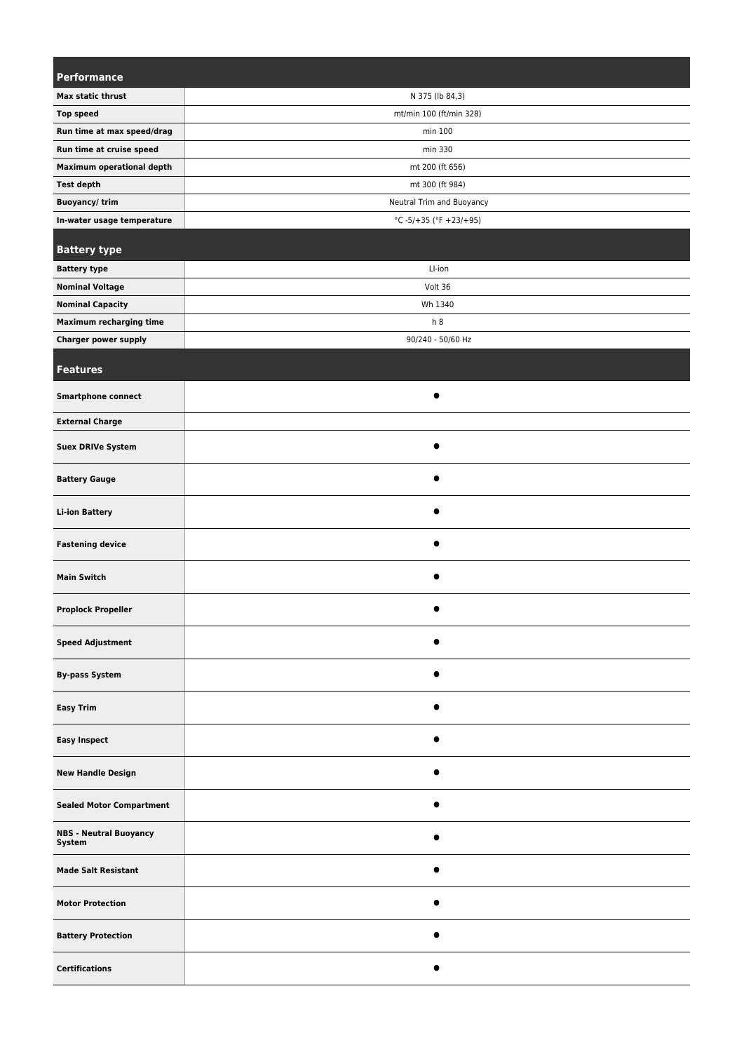| Performance | |
|---|---|
| **Max static thrust** | N 375 (lb 84,3) |
| **Top speed** | mt/min 100 (ft/min 328) |
| **Run time at max speed/drag** | min 100 |
| **Run time at cruise speed** | min 330 |
| **Maximum operational depth** | mt 200 (ft 656) |
| **Test depth** | mt 300 (ft 984) |
| **Buoyancy/ trim** | Neutral Trim and Buoyancy |
| **In-water usage temperature** | °C -5/+35 (°F +23/+95) |

| Battery type | |
|---|---|
| **Battery type** | LI-ion |
| **Nominal Voltage** | Volt 36 |
| **Nominal Capacity** | Wh 1340 |
| **Maximum recharging time** | h 8 |
| **Charger power supply** | 90/240 - 50/60 Hz |

| Features | |
|---|---|
| **Smartphone connect** | ● |
| **External Charge** | |
| **Suex DRIVe System** | ● |
| **Battery Gauge** | ● |
| **Li-ion Battery** | ● |
| **Fastening device** | ● |
| **Main Switch** | ● |
| **Proplock Propeller** | ● |
| **Speed Adjustment** | ● |
| **By-pass System** | ● |
| **Easy Trim** | ● |
| **Easy Inspect** | ● |
| **New Handle Design** | ● |
| **Sealed Motor Compartment** | ● |
| **NBS - Neutral Buoyancy System** | ● |
| **Made Salt Resistant** | ● |
| **Motor Protection** | ● |
| **Battery Protection** | ● |
| **Certifications** | ● |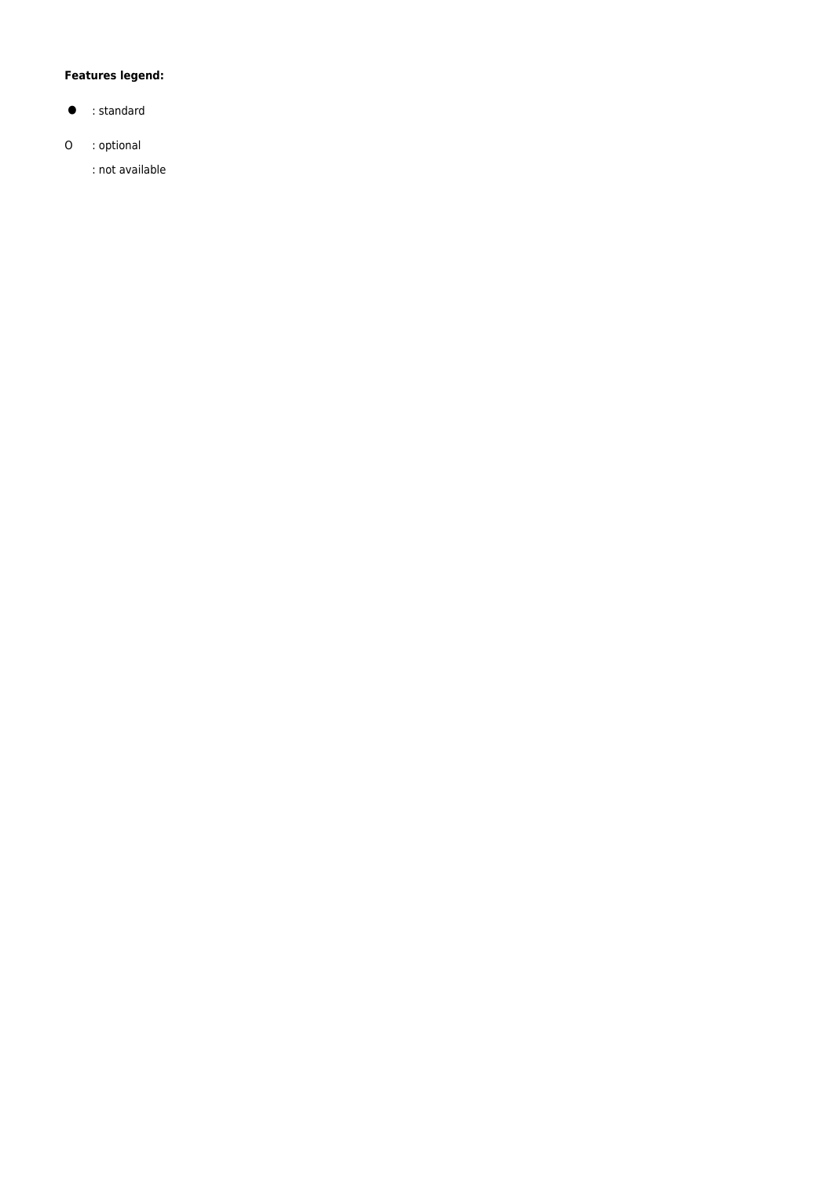**Features legend:**

- ● : standard
- O : optional
- : not available